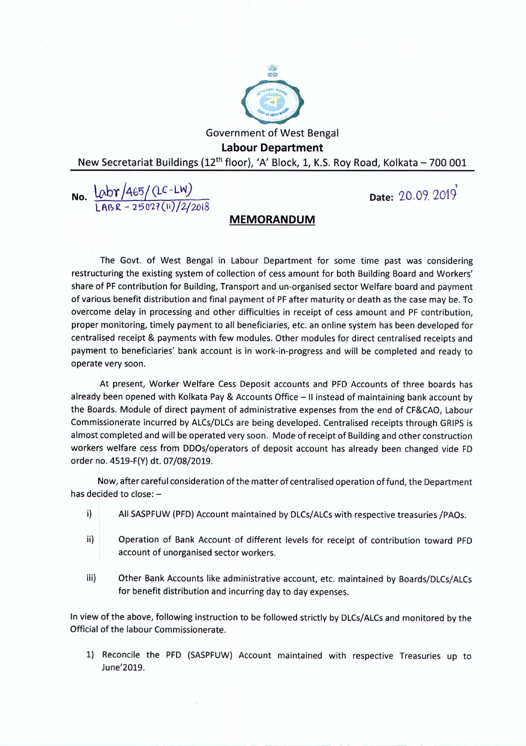Government of West Bengal

**Labour Department**

New Secretariat Buildings (12th floor), 'A' Block, 1, K.S. Roy Road, Kolkata – 700 001

No. Labr/465/(LC-LW)
LABR - 25027(11)/2/2018

Date: 20.09.2019

## MEMORANDUM

The Govt. of West Bengal in Labour Department for some time past was considering restructuring the existing system of collection of cess amount for both Building Board and Workers' share of PF contribution for Building, Transport and un-organised sector Welfare board and payment of various benefit distribution and final payment of PF after maturity or death as the case may be. To overcome delay in processing and other difficulties in receipt of cess amount and PF contribution, proper monitoring, timely payment to all beneficiaries, etc. an online system has been developed for centralised receipt & payments with few modules. Other modules for direct centralised receipts and payment to beneficiaries' bank account is in work-in-progress and will be completed and ready to operate very soon.

At present, Worker Welfare Cess Deposit accounts and PFD Accounts of three boards has already been opened with Kolkata Pay & Accounts Office – II instead of maintaining bank account by the Boards. Module of direct payment of administrative expenses from the end of CF&CAO, Labour Commissionerate incurred by ALCs/DLCs are being developed. Centralised receipts through GRIPS is almost completed and will be operated very soon. Mode of receipt of Building and other construction workers welfare cess from DDOs/operators of deposit account has already been changed vide FD order no. 4519-F(Y) dt. 07/08/2019.

Now, after careful consideration of the matter of centralised operation of fund, the Department has decided to close: –

i) All SASPFUW (PFD) Account maintained by DLCs/ALCs with respective treasuries /PAOs.

ii) Operation of Bank Account of different levels for receipt of contribution toward PFD account of unorganised sector workers.

iii) Other Bank Accounts like administrative account, etc. maintained by Boards/DLCs/ALCs for benefit distribution and incurring day to day expenses.

In view of the above, following instruction to be followed strictly by DLCs/ALCs and monitored by the Official of the labour Commissionerate.

1) Reconcile the PFD (SASPFUW) Account maintained with respective Treasuries up to June'2019.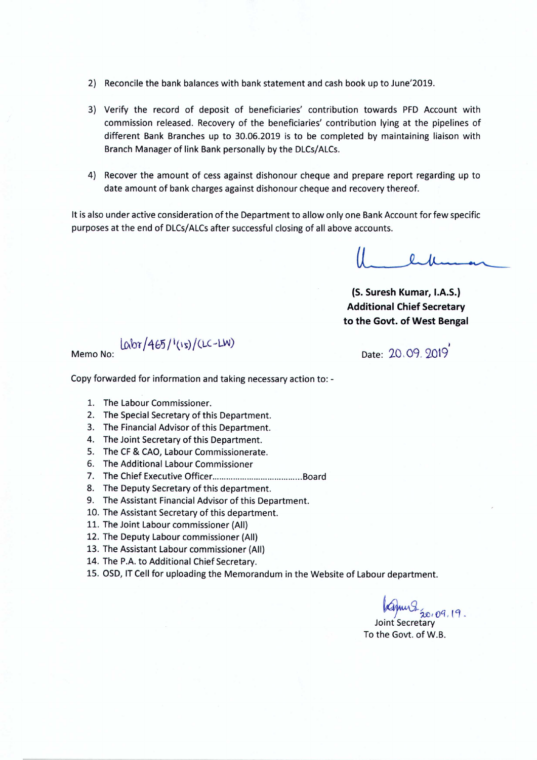2) Reconcile the bank balances with bank statement and cash book up to June'2019.

3) Verify the record of deposit of beneficiaries' contribution towards PFD Account with commission released. Recovery of the beneficiaries' contribution lying at the pipelines of different Bank Branches up to 30.06.2019 is to be completed by maintaining liaison with Branch Manager of link Bank personally by the DLCs/ALCs.

4) Recover the amount of cess against dishonour cheque and prepare report regarding up to date amount of bank charges against dishonour cheque and recovery thereof.

It is also under active consideration of the Department to allow only one Bank Account for few specific purposes at the end of DLCs/ALCs after successful closing of all above accounts.

**(S. Suresh Kumar, I.A.S.)**
**Additional Chief Secretary**
**to the Govt. of West Bengal**

Memo No: Labr/465/1(15)/(LC-LW)

Date: 20.09.2019

Copy forwarded for information and taking necessary action to: -

1. The Labour Commissioner.
2. The Special Secretary of this Department.
3. The Financial Advisor of this Department.
4. The Joint Secretary of this Department.
5. The CF & CAO, Labour Commissionerate.
6. The Additional Labour Commissioner
7. The Chief Executive Officer.......................................Board
8. The Deputy Secretary of this department.
9. The Assistant Financial Advisor of this Department.
10. The Assistant Secretary of this department.
11. The Joint Labour commissioner (All)
12. The Deputy Labour commissioner (All)
13. The Assistant Labour commissioner (All)
14. The P.A. to Additional Chief Secretary.
15. OSD, IT Cell for uploading the Memorandum in the Website of Labour department.

20.09.19.
Joint Secretary
To the Govt. of W.B.